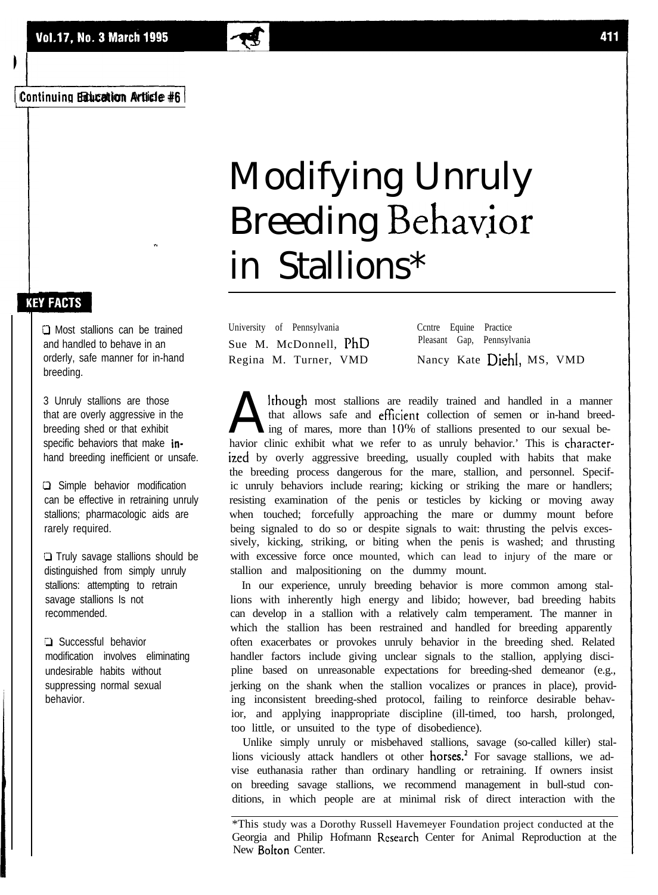Continuing Education Article #6

# Modifying Unruly Breeding Behavior in Stallions*

University of Pennsylvania
Sue M. McDonnell, PhD
Regina M. Turner, VMD

Centre Equine Practice
Pleasant Gap, Pennsylvania
Nancy Kate Diehl, MS, VMD

## KEY FACTS

- Most stallions can be trained and handled to behave in an orderly, safe manner for in-hand breeding.
- Unruly stallions are those that are overly aggressive in the breeding shed or that exhibit specific behaviors that make in-hand breeding inefficient or unsafe.
- Simple behavior modification can be effective in retraining unruly stallions; pharmacologic aids are rarely required.
- Truly savage stallions should be distinguished from simply unruly stallions: attempting to retrain savage stallions is not recommended.
- Successful behavior modification involves eliminating undesirable habits without suppressing normal sexual behavior.

Although most stallions are readily trained and handled in a manner that allows safe and efficient collection of semen or in-hand breeding of mares, more than 10% of stallions presented to our sexual behavior clinic exhibit what we refer to as unruly behavior.[1] This is characterized by overly aggressive breeding, usually coupled with habits that make the breeding process dangerous for the mare, stallion, and personnel. Specific unruly behaviors include rearing; kicking or striking the mare or handlers; resisting examination of the penis or testicles by kicking or moving away when touched; forcefully approaching the mare or dummy mount before being signaled to do so or despite signals to wait: thrusting the pelvis excessively, kicking, striking, or biting when the penis is washed; and thrusting with excessive force once mounted, which can lead to injury of the mare or stallion and malpositioning on the dummy mount.

In our experience, unruly breeding behavior is more common among stallions with inherently high energy and libido; however, bad breeding habits can develop in a stallion with a relatively calm temperament. The manner in which the stallion has been restrained and handled for breeding apparently often exacerbates or provokes unruly behavior in the breeding shed. Related handler factors include giving unclear signals to the stallion, applying discipline based on unreasonable expectations for breeding-shed demeanor (e.g., jerking on the shank when the stallion vocalizes or prances in place), providing inconsistent breeding-shed protocol, failing to reinforce desirable behavior, and applying inappropriate discipline (ill-timed, too harsh, prolonged, too little, or unsuited to the type of disobedience).

Unlike simply unruly or misbehaved stallions, savage (so-called killer) stallions viciously attack handlers or other horses.[2] For savage stallions, we advise euthanasia rather than ordinary handling or retraining. If owners insist on breeding savage stallions, we recommend management in bull-stud conditions, in which people are at minimal risk of direct interaction with the

*This study was a Dorothy Russell Havemeyer Foundation project conducted at the Georgia and Philip Hofmann Research Center for Animal Reproduction at the New Bolton Center.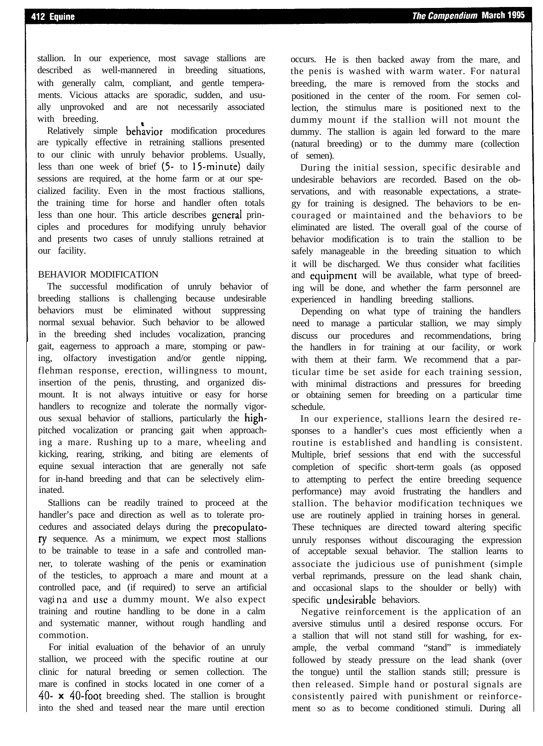stallion. In our experience, most savage stallions are described as well-mannered in breeding situations, with generally calm, compliant, and gentle temperaments. Vicious attacks are sporadic, sudden, and usually unprovoked and are not necessarily associated with breeding.

Relatively simple behavior modification procedures are typically effective in retraining stallions presented to our clinic with unruly behavior problems. Usually, less than one week of brief (5- to 15-minute) daily sessions are required, at the home farm or at our specialized facility. Even in the most fractious stallions, the training time for horse and handler often totals less than one hour. This article describes general principles and procedures for modifying unruly behavior and presents two cases of unruly stallions retrained at our facility.

## BEHAVIOR MODIFICATION

The successful modification of unruly behavior of breeding stallions is challenging because undesirable behaviors must be eliminated without suppressing normal sexual behavior. Such behavior to be allowed in the breeding shed includes vocalization, prancing gait, eagerness to approach a mare, stomping or pawing, olfactory investigation and/or gentle nipping, flehman response, erection, willingness to mount, insertion of the penis, thrusting, and organized dismount. It is not always intuitive or easy for horse handlers to recognize and tolerate the normally vigorous sexual behavior of stallions, particularly the high-pitched vocalization or prancing gait when approaching a mare. Rushing up to a mare, wheeling and kicking, rearing, striking, and biting are elements of equine sexual interaction that are generally not safe for in-hand breeding and that can be selectively eliminated.

Stallions can be readily trained to proceed at the handler's pace and direction as well as to tolerate procedures and associated delays during the precopulatory sequence. As a minimum, we expect most stallions to be trainable to tease in a safe and controlled manner, to tolerate washing of the penis or examination of the testicles, to approach a mare and mount at a controlled pace, and (if required) to serve an artificial vagina and use a dummy mount. We also expect training and routine handling to be done in a calm and systematic manner, without rough handling and commotion.

For initial evaluation of the behavior of an unruly stallion, we proceed with the specific routine at our clinic for natural breeding or semen collection. The mare is confined in stocks located in one corner of a 40- x 40-foot breeding shed. The stallion is brought into the shed and teased near the mare until erection occurs. He is then backed away from the mare, and the penis is washed with warm water. For natural breeding, the mare is removed from the stocks and positioned in the center of the room. For semen collection, the stimulus mare is positioned next to the dummy mount if the stallion will not mount the dummy. The stallion is again led forward to the mare (natural breeding) or to the dummy mare (collection of semen).

During the initial session, specific desirable and undesirable behaviors are recorded. Based on the observations, and with reasonable expectations, a strategy for training is designed. The behaviors to be encouraged or maintained and the behaviors to be eliminated are listed. The overall goal of the course of behavior modification is to train the stallion to be safely manageable in the breeding situation to which it will be discharged. We thus consider what facilities and equipment will be available, what type of breeding will be done, and whether the farm personnel are experienced in handling breeding stallions.

Depending on what type of training the handlers need to manage a particular stallion, we may simply discuss our procedures and recommendations, bring the handlers in for training at our facility, or work with them at their farm. We recommend that a particular time be set aside for each training session, with minimal distractions and pressures for breeding or obtaining semen for breeding on a particular time schedule.

In our experience, stallions learn the desired responses to a handler's cues most efficiently when a routine is established and handling is consistent. Multiple, brief sessions that end with the successful completion of specific short-term goals (as opposed to attempting to perfect the entire breeding sequence performance) may avoid frustrating the handlers and stallion. The behavior modification techniques we use are routinely applied in training horses in general. These techniques are directed toward altering specific unruly responses without discouraging the expression of acceptable sexual behavior. The stallion learns to associate the judicious use of punishment (simple verbal reprimands, pressure on the lead shank chain, and occasional slaps to the shoulder or belly) with specific undesirable behaviors.

Negative reinforcement is the application of an aversive stimulus until a desired response occurs. For a stallion that will not stand still for washing, for example, the verbal command "stand" is immediately followed by steady pressure on the lead shank (over the tongue) until the stallion stands still; pressure is then released. Simple hand or postural signals are consistently paired with punishment or reinforcement so as to become conditioned stimuli. During all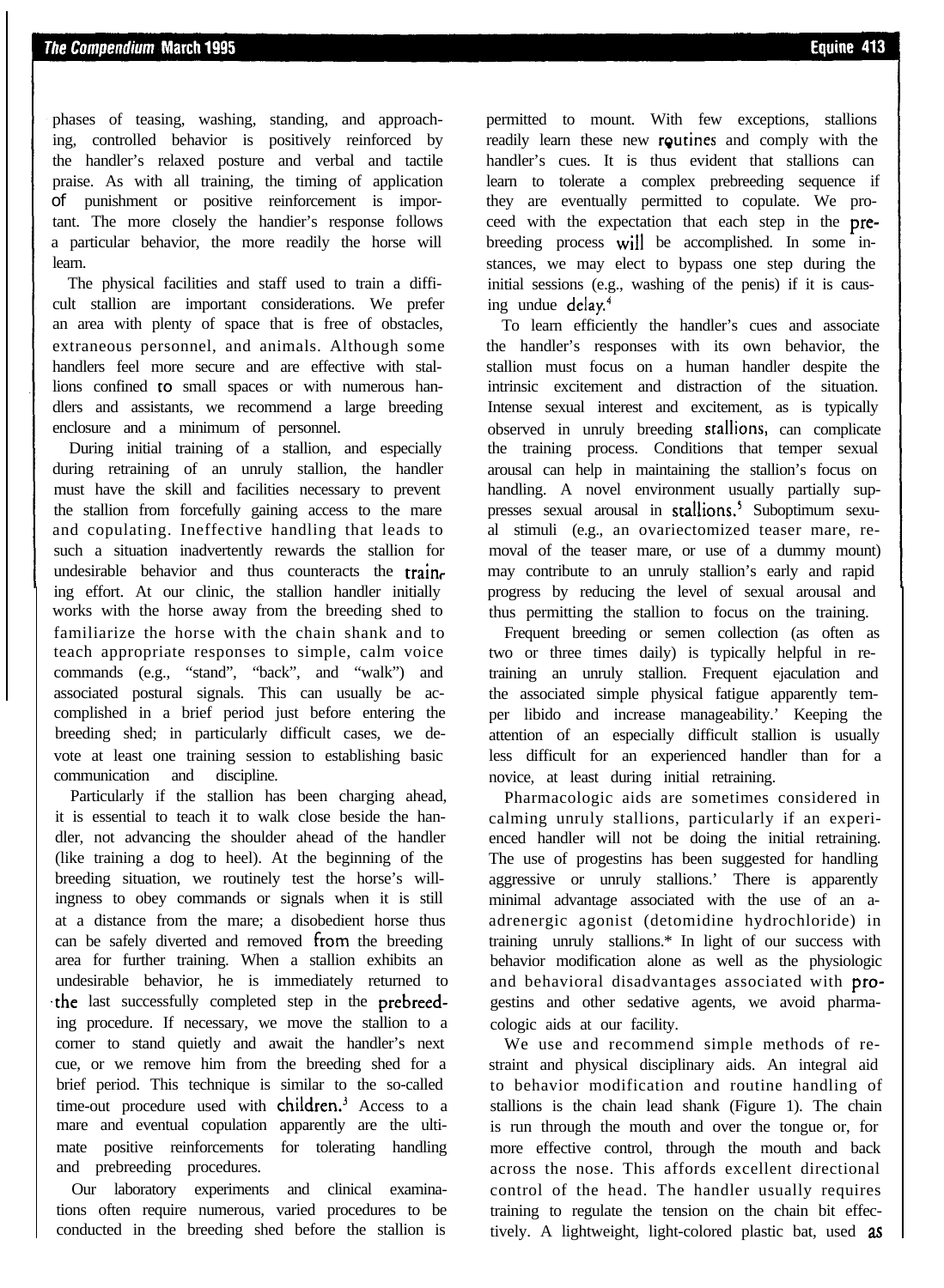phases of teasing, washing, standing, and approaching, controlled behavior is positively reinforced by the handler's relaxed posture and verbal and tactile praise. As with all training, the timing of application of punishment or positive reinforcement is important. The more closely the handler's response follows a particular behavior, the more readily the horse will learn.

The physical facilities and staff used to train a difficult stallion are important considerations. We prefer an area with plenty of space that is free of obstacles, extraneous personnel, and animals. Although some handlers feel more secure and are effective with stallions confined to small spaces or with numerous handlers and assistants, we recommend a large breeding enclosure and a minimum of personnel.

During initial training of a stallion, and especially during retraining of an unruly stallion, the handler must have the skill and facilities necessary to prevent the stallion from forcefully gaining access to the mare and copulating. Ineffective handling that leads to such a situation inadvertently rewards the stallion for undesirable behavior and thus counteracts the training effort. At our clinic, the stallion handler initially works with the horse away from the breeding shed to familiarize the horse with the chain shank and to teach appropriate responses to simple, calm voice commands (e.g., "stand", "back", and "walk") and associated postural signals. This can usually be accomplished in a brief period just before entering the breeding shed; in particularly difficult cases, we devote at least one training session to establishing basic communication and discipline.

Particularly if the stallion has been charging ahead, it is essential to teach it to walk close beside the handler, not advancing the shoulder ahead of the handler (like training a dog to heel). At the beginning of the breeding situation, we routinely test the horse's willingness to obey commands or signals when it is still at a distance from the mare; a disobedient horse thus can be safely diverted and removed from the breeding area for further training. When a stallion exhibits an undesirable behavior, he is immediately returned to the last successfully completed step in the prebreeding procedure. If necessary, we move the stallion to a corner to stand quietly and await the handler's next cue, or we remove him from the breeding shed for a brief period. This technique is similar to the so-called time-out procedure used with children.[3] Access to a mare and eventual copulation apparently are the ultimate positive reinforcements for tolerating handling and prebreeding procedures.

Our laboratory experiments and clinical examinations often require numerous, varied procedures to be conducted in the breeding shed before the stallion is permitted to mount. With few exceptions, stallions readily learn these new routines and comply with the handler's cues. It is thus evident that stallions can learn to tolerate a complex prebreeding sequence if they are eventually permitted to copulate. We proceed with the expectation that each step in the prebreeding process will be accomplished. In some instances, we may elect to bypass one step during the initial sessions (e.g., washing of the penis) if it is causing undue delay.[4]

To learn efficiently the handler's cues and associate the handler's responses with its own behavior, the stallion must focus on a human handler despite the intrinsic excitement and distraction of the situation. Intense sexual interest and excitement, as is typically observed in unruly breeding stallions, can complicate the training process. Conditions that temper sexual arousal can help in maintaining the stallion's focus on handling. A novel environment usually partially suppresses sexual arousal in stallions.[5] Suboptimum sexual stimuli (e.g., an ovariectomized teaser mare, removal of the teaser mare, or use of a dummy mount) may contribute to an unruly stallion's early and rapid progress by reducing the level of sexual arousal and thus permitting the stallion to focus on the training.

Frequent breeding or semen collection (as often as two or three times daily) is typically helpful in retraining an unruly stallion. Frequent ejaculation and the associated simple physical fatigue apparently temper libido and increase manageability.' Keeping the attention of an especially difficult stallion is usually less difficult for an experienced handler than for a novice, at least during initial retraining.

Pharmacologic aids are sometimes considered in calming unruly stallions, particularly if an experienced handler will not be doing the initial retraining. The use of progestins has been suggested for handling aggressive or unruly stallions.' There is apparently minimal advantage associated with the use of an a-adrenergic agonist (detomidine hydrochloride) in training unruly stallions.* In light of our success with behavior modification alone as well as the physiologic and behavioral disadvantages associated with progestins and other sedative agents, we avoid pharmacologic aids at our facility.

We use and recommend simple methods of restraint and physical disciplinary aids. An integral aid to behavior modification and routine handling of stallions is the chain lead shank (Figure 1). The chain is run through the mouth and over the tongue or, for more effective control, through the mouth and back across the nose. This affords excellent directional control of the head. The handler usually requires training to regulate the tension on the chain bit effectively. A lightweight, light-colored plastic bat, used as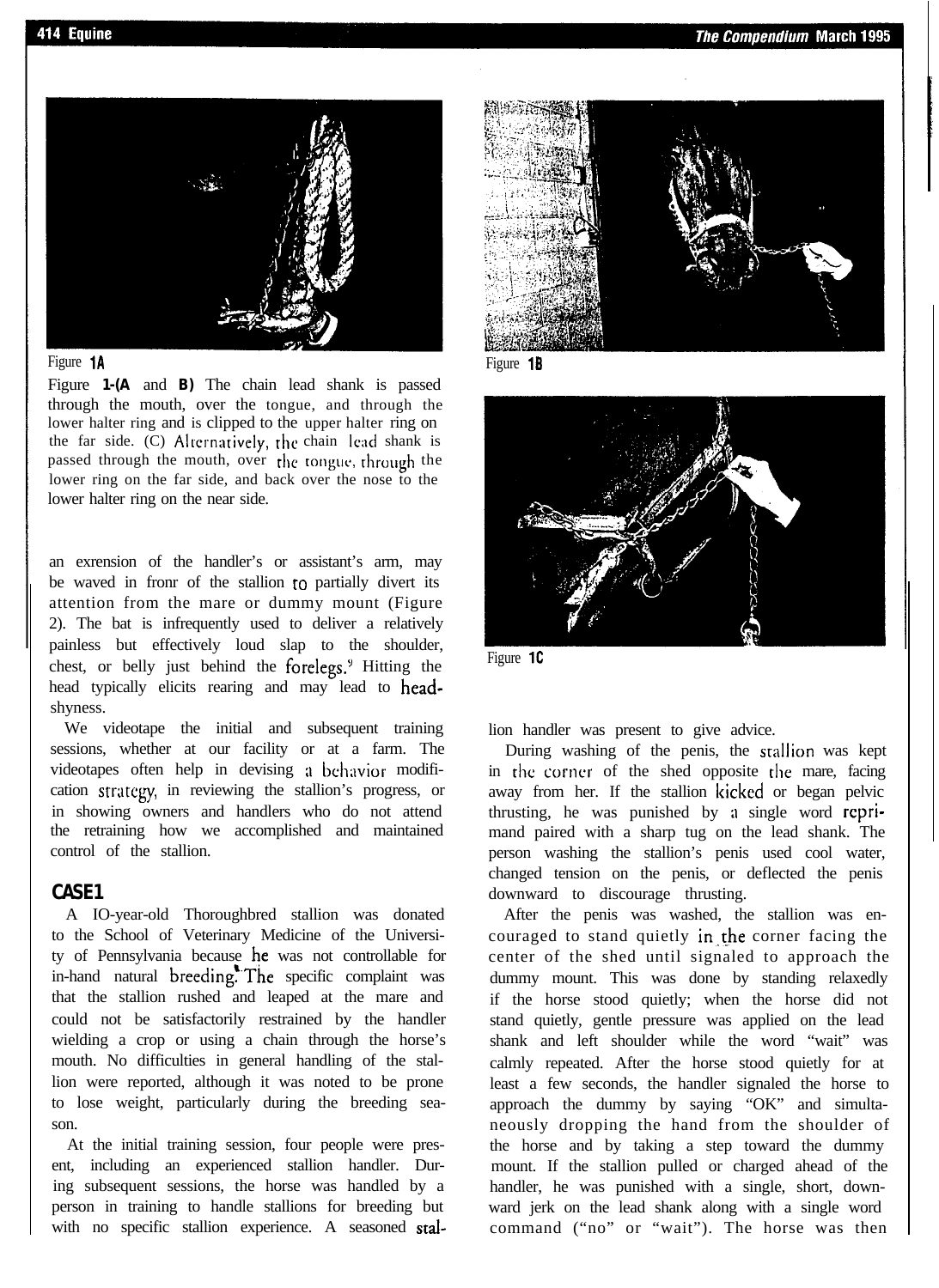Figure 1A

Figure 1B

Figure 1-(A and B) The chain lead shank is passed through the mouth, over the tongue, and through the lower halter ring and is clipped to the upper halter ring on the far side. (C) Alternatively, the chain lead shank is passed through the mouth, over the tongue, through the lower ring on the far side, and back over the nose to the lower halter ring on the near side.

Figure 1C

an exrension of the handler's or assistant's arm, may be waved in fronr of the stallion to partially divert its attention from the mare or dummy mount (Figure 2). The bat is infrequently used to deliver a relatively painless but effectively loud slap to the shoulder, chest, or belly just behind the forelegs.[9] Hitting the head typically elicits rearing and may lead to head-shyness.

We videotape the initial and subsequent training sessions, whether at our facility or at a farm. The videotapes often help in devising a behavior modification strategy, in reviewing the stallion's progress, or in showing owners and handlers who do not attend the retraining how we accomplished and maintained control of the stallion.

## CASE 1

A 10-year-old Thoroughbred stallion was donated to the School of Veterinary Medicine of the University of Pennsylvania because he was not controllable for in-hand natural breeding. The specific complaint was that the stallion rushed and leaped at the mare and could not be satisfactorily restrained by the handler wielding a crop or using a chain through the horse's mouth. No difficulties in general handling of the stallion were reported, although it was noted to be prone to lose weight, particularly during the breeding season.

At the initial training session, four people were present, including an experienced stallion handler. During subsequent sessions, the horse was handled by a person in training to handle stallions for breeding but with no specific stallion experience. A seasoned stallion handler was present to give advice.

During washing of the penis, the stallion was kept in the corner of the shed opposite the mare, facing away from her. If the stallion kicked or began pelvic thrusting, he was punished by a single word reprimand paired with a sharp tug on the lead shank. The person washing the stallion's penis used cool water, changed tension on the penis, or deflected the penis downward to discourage thrusting.

After the penis was washed, the stallion was encouraged to stand quietly in the corner facing the center of the shed until signaled to approach the dummy mount. This was done by standing relaxedly if the horse stood quietly; when the horse did not stand quietly, gentle pressure was applied on the lead shank and left shoulder while the word "wait" was calmly repeated. After the horse stood quietly for at least a few seconds, the handler signaled the horse to approach the dummy by saying "OK" and simultaneously dropping the hand from the shoulder of the horse and by taking a step toward the dummy mount. If the stallion pulled or charged ahead of the handler, he was punished with a single, short, downward jerk on the lead shank along with a single word command ("no" or "wait"). The horse was then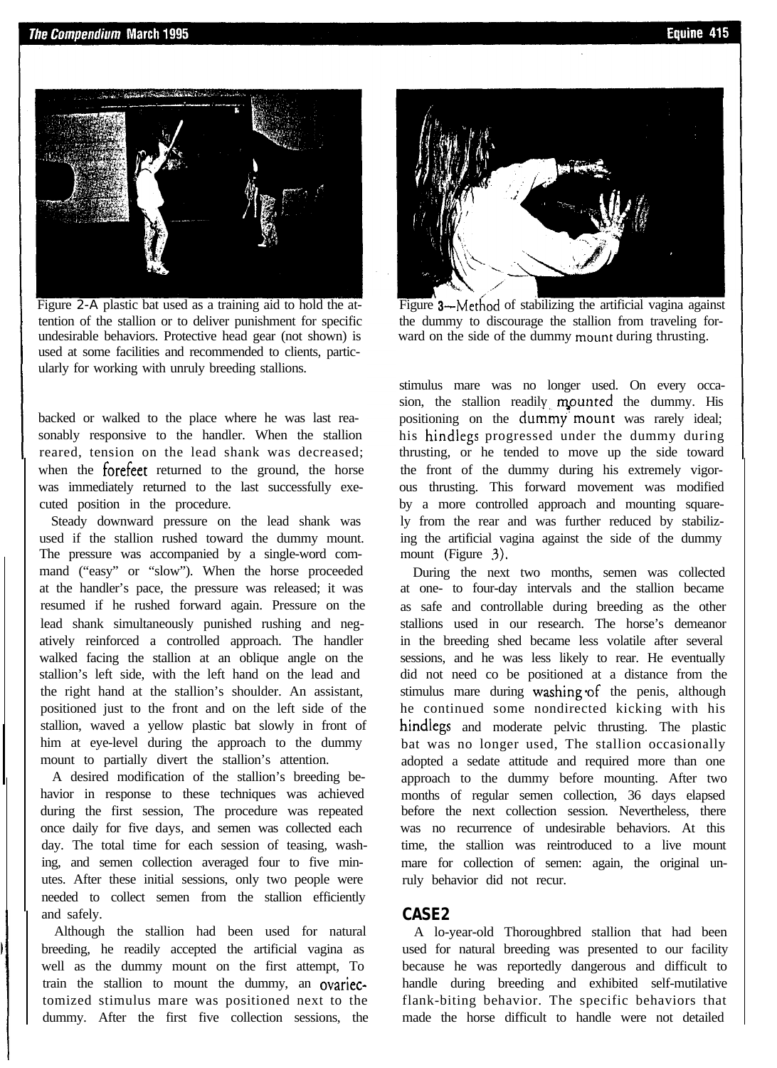Figure 2-A plastic bat used as a training aid to hold the attention of the stallion or to deliver punishment for specific undesirable behaviors. Protective head gear (not shown) is used at some facilities and recommended to clients, particularly for working with unruly breeding stallions.

Figure 3—Method of stabilizing the artificial vagina against the dummy to discourage the stallion from traveling forward on the side of the dummy mount during thrusting.

backed or walked to the place where he was last reasonably responsive to the handler. When the stallion reared, tension on the lead shank was decreased; when the forefeet returned to the ground, the horse was immediately returned to the last successfully executed position in the procedure.

Steady downward pressure on the lead shank was used if the stallion rushed toward the dummy mount. The pressure was accompanied by a single-word command ("easy" or "slow"). When the horse proceeded at the handler's pace, the pressure was released; it was resumed if he rushed forward again. Pressure on the lead shank simultaneously punished rushing and negatively reinforced a controlled approach. The handler walked facing the stallion at an oblique angle on the stallion's left side, with the left hand on the lead and the right hand at the stallion's shoulder. An assistant, positioned just to the front and on the left side of the stallion, waved a yellow plastic bat slowly in front of him at eye-level during the approach to the dummy mount to partially divert the stallion's attention.

A desired modification of the stallion's breeding behavior in response to these techniques was achieved during the first session, The procedure was repeated once daily for five days, and semen was collected each day. The total time for each session of teasing, washing, and semen collection averaged four to five minutes. After these initial sessions, only two people were needed to collect semen from the stallion efficiently and safely.

Although the stallion had been used for natural breeding, he readily accepted the artificial vagina as well as the dummy mount on the first attempt, To train the stallion to mount the dummy, an ovariectomized stimulus mare was positioned next to the dummy. After the first five collection sessions, the stimulus mare was no longer used. On every occasion, the stallion readily mounted the dummy. His positioning on the dummy mount was rarely ideal; his hindlegs progressed under the dummy during thrusting, or he tended to move up the side toward the front of the dummy during his extremely vigorous thrusting. This forward movement was modified by a more controlled approach and mounting squarely from the rear and was further reduced by stabilizing the artificial vagina against the side of the dummy mount (Figure 3).

During the next two months, semen was collected at one- to four-day intervals and the stallion became as safe and controllable during breeding as the other stallions used in our research. The horse's demeanor in the breeding shed became less volatile after several sessions, and he was less likely to rear. He eventually did not need co be positioned at a distance from the stimulus mare during washing of the penis, although he continued some nondirected kicking with his hindlegs and moderate pelvic thrusting. The plastic bat was no longer used, The stallion occasionally adopted a sedate attitude and required more than one approach to the dummy before mounting. After two months of regular semen collection, 36 days elapsed before the next collection session. Nevertheless, there was no recurrence of undesirable behaviors. At this time, the stallion was reintroduced to a live mount mare for collection of semen: again, the original unruly behavior did not recur.

## CASE 2

A 10-year-old Thoroughbred stallion that had been used for natural breeding was presented to our facility because he was reportedly dangerous and difficult to handle during breeding and exhibited self-mutilative flank-biting behavior. The specific behaviors that made the horse difficult to handle were not detailed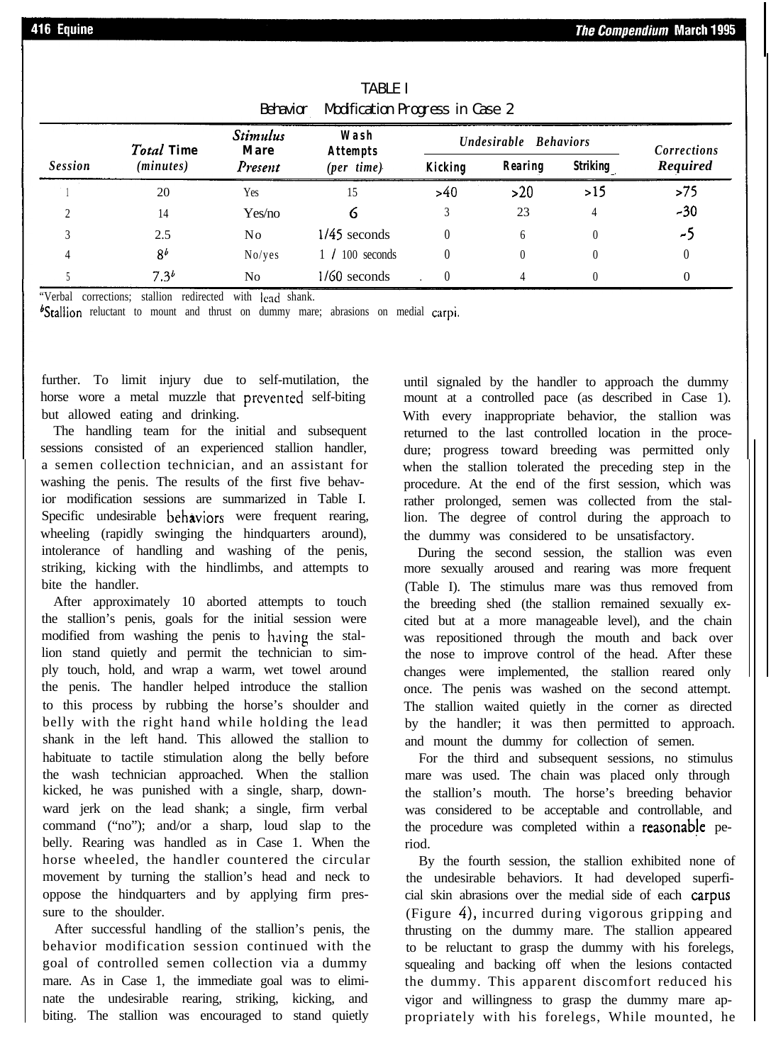TABLE I
Behavior Modification Progress in Case 2

| Session | Total Time (minutes) | Stimulus Mare Present | Wash Attempts (per time) | Undesirable Behaviors | | | Corrections Required[a] |
|---|---|---|---|---|---|---|---|
| | | | | Kicking | Rearing | Striking | |
| 1 | 20 | Yes | 15 | >40 | >20 | >15 | >75 |
| 2 | 14 | Yes/no | 6 | 3 | 23 | 4 | ~30 |
| 3 | 2.5 | No | 1/45 seconds | 0 | 6 | 0 | ~5 |
| 4 | 8[b] | No/yes | 1 / 100 seconds | 0 | 0 | 0 | 0 |
| 5 | 7.3[b] | No | 1/60 seconds | 0 | 4 | 0 | 0 |

[a]Verbal corrections; stallion redirected with lead shank.
[b]Stallion reluctant to mount and thrust on dummy mare; abrasions on medial carpi.

further. To limit injury due to self-mutilation, the horse wore a metal muzzle that prevented self-biting but allowed eating and drinking.

The handling team for the initial and subsequent sessions consisted of an experienced stallion handler, a semen collection technician, and an assistant for washing the penis. The results of the first five behavior modification sessions are summarized in Table I. Specific undesirable behaviors were frequent rearing, wheeling (rapidly swinging the hindquarters around), intolerance of handling and washing of the penis, striking, kicking with the hindlimbs, and attempts to bite the handler.

After approximately 10 aborted attempts to touch the stallion's penis, goals for the initial session were modified from washing the penis to having the stallion stand quietly and permit the technician to simply touch, hold, and wrap a warm, wet towel around the penis. The handler helped introduce the stallion to this process by rubbing the horse's shoulder and belly with the right hand while holding the lead shank in the left hand. This allowed the stallion to habituate to tactile stimulation along the belly before the wash technician approached. When the stallion kicked, he was punished with a single, sharp, downward jerk on the lead shank; a single, firm verbal command ("no"); and/or a sharp, loud slap to the belly. Rearing was handled as in Case 1. When the horse wheeled, the handler countered the circular movement by turning the stallion's head and neck to oppose the hindquarters and by applying firm pressure to the shoulder.

After successful handling of the stallion's penis, the behavior modification session continued with the goal of controlled semen collection via a dummy mare. As in Case 1, the immediate goal was to eliminate the undesirable rearing, striking, kicking, and biting. The stallion was encouraged to stand quietly until signaled by the handler to approach the dummy mount at a controlled pace (as described in Case 1). With every inappropriate behavior, the stallion was returned to the last controlled location in the procedure; progress toward breeding was permitted only when the stallion tolerated the preceding step in the procedure. At the end of the first session, which was rather prolonged, semen was collected from the stallion. The degree of control during the approach to the dummy was considered to be unsatisfactory.

During the second session, the stallion was even more sexually aroused and rearing was more frequent (Table I). The stimulus mare was thus removed from the breeding shed (the stallion remained sexually excited but at a more manageable level), and the chain was repositioned through the mouth and back over the nose to improve control of the head. After these changes were implemented, the stallion reared only once. The penis was washed on the second attempt. The stallion waited quietly in the corner as directed by the handler; it was then permitted to approach. and mount the dummy for collection of semen.

For the third and subsequent sessions, no stimulus mare was used. The chain was placed only through the stallion's mouth. The horse's breeding behavior was considered to be acceptable and controllable, and the procedure was completed within a reasonable period.

By the fourth session, the stallion exhibited none of the undesirable behaviors. It had developed superficial skin abrasions over the medial side of each carpus (Figure 4), incurred during vigorous gripping and thrusting on the dummy mare. The stallion appeared to be reluctant to grasp the dummy with his forelegs, squealing and backing off when the lesions contacted the dummy. This apparent discomfort reduced his vigor and willingness to grasp the dummy mare appropriately with his forelegs, While mounted, he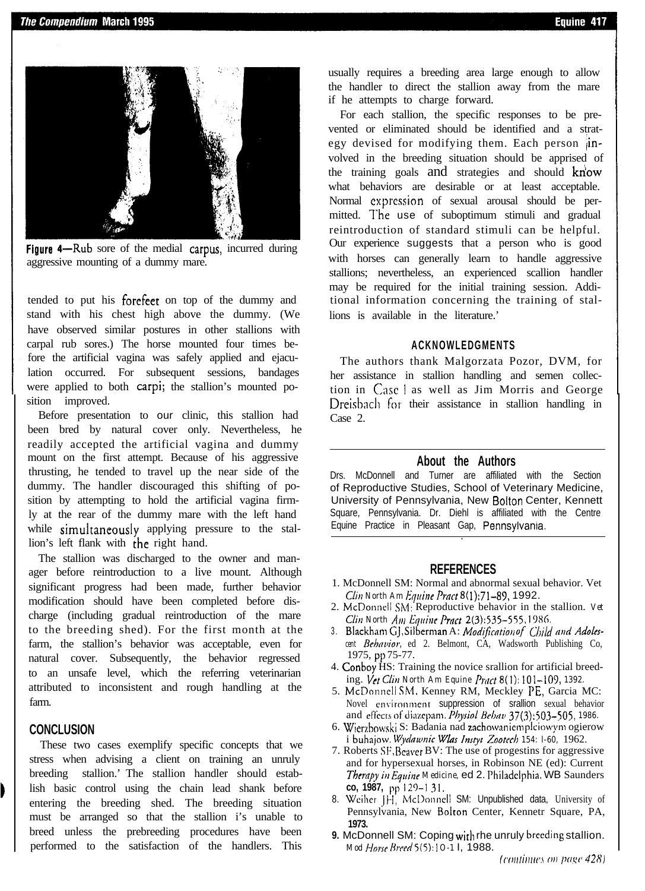Figure 4—Rub sore of the medial carpus, incurred during aggressive mounting of a dummy mare.

tended to put his forefeet on top of the dummy and stand with his chest high above the dummy. (We have observed similar postures in other stallions with carpal rub sores.) The horse mounted four times before the artificial vagina was safely applied and ejaculation occurred. For subsequent sessions, bandages were applied to both carpi; the stallion's mounted position improved.

Before presentation to our clinic, this stallion had been bred by natural cover only. Nevertheless, he readily accepted the artificial vagina and dummy mount on the first attempt. Because of his aggressive thrusting, he tended to travel up the near side of the dummy. The handler discouraged this shifting of position by attempting to hold the artificial vagina firmly at the rear of the dummy mare with the left hand while simultaneously applying pressure to the stallion's left flank with the right hand.

The stallion was discharged to the owner and manager before reintroduction to a live mount. Although significant progress had been made, further behavior modification should have been completed before discharge (including gradual reintroduction of the mare to the breeding shed). For the first month at the farm, the stallion's behavior was acceptable, even for natural cover. Subsequently, the behavior regressed to an unsafe level, which the referring veterinarian attributed to inconsistent and rough handling at the farm.

## CONCLUSION

These two cases exemplify specific concepts that we stress when advising a client on training an unruly breeding stallion.' The stallion handler should establish basic control using the chain lead shank before entering the breeding shed. The breeding situation must be arranged so that the stallion i's unable to breed unless the prebreeding procedures have been performed to the satisfaction of the handlers. This usually requires a breeding area large enough to allow the handler to direct the stallion away from the mare if he attempts to charge forward.

For each stallion, the specific responses to be prevented or eliminated should be identified and a strategy devised for modifying them. Each person involved in the breeding situation should be apprised of the training goals and strategies and should know what behaviors are desirable or at least acceptable. Normal expression of sexual arousal should be permitted. The use of suboptimum stimuli and gradual reintroduction of standard stimuli can be helpful. Our experience suggests that a person who is good with horses can generally learn to handle aggressive stallions; nevertheless, an experienced scallion handler may be required for the initial training session. Additional information concerning the training of stallions is available in the literature.'

### ACKNOWLEDGMENTS

The authors thank Malgorzata Pozor, DVM, for her assistance in stallion handling and semen collection in Case 1 as well as Jim Morris and George Dreisbach for their assistance in stallion handling in Case 2.

### About the Authors

Drs. McDonnell and Turner are affiliated with the Section of Reproductive Studies, School of Veterinary Medicine, University of Pennsylvania, New Bolton Center, Kennett Square, Pennsylvania. Dr. Diehl is affiliated with the Centre Equine Practice in Pleasant Gap, Pennsylvania.

### REFERENCES

1. McDonnell SM: Normal and abnormal sexual behavior. *Vet Clin North Am Equine Pract* 8(1):71–89, 1992.
2. McDonnell SM: Reproductive behavior in the stallion. *Vet Clin North Am Equine Pract* 2(3):535–555, 1986.
3. Blackham GJ, Silberman A: *Modification of Child and Adolescent Behavior*, ed 2. Belmont, CA, Wadsworth Publishing Co, 1975, pp 75-77.
4. Conboy HS: Training the novice srallion for artificial breeding. *Vet Clin North Am Equine Pract* 8(1): 101–109, 1392.
5. McDonnell SM, Kenney RM, Meckley PE, Garcia MC: Novel environment suppression of srallion sexual behavior and effects of diazepam. *Physiol Behav* 37(3):503–505, 1986.
6. Wierzbowski S: Badania nad zachowaniemplciowym ogierow i buhajow. *Wydawnic Wlas Instyt Zootech* 154: I-60, 1962.
7. Roberts SF, Beaver BV: The use of progestins for aggressive and for hypersexual horses, in Robinson NE (ed): *Current Therapy in Equine Medicine*, ed 2. Philadelphia, WB Saunders co, 1987, pp 129–131.
8. Weiher JH, McDonnell SM: Unpublished data, University of Pennsylvania, New Bolton Center, Kennetr Square, PA, 1973.
9. McDonnell SM: Coping with rhe unruly breeding stallion. *Mod Horse Breed* 5(5):10-11, 1988.

*(continues on page 428)*